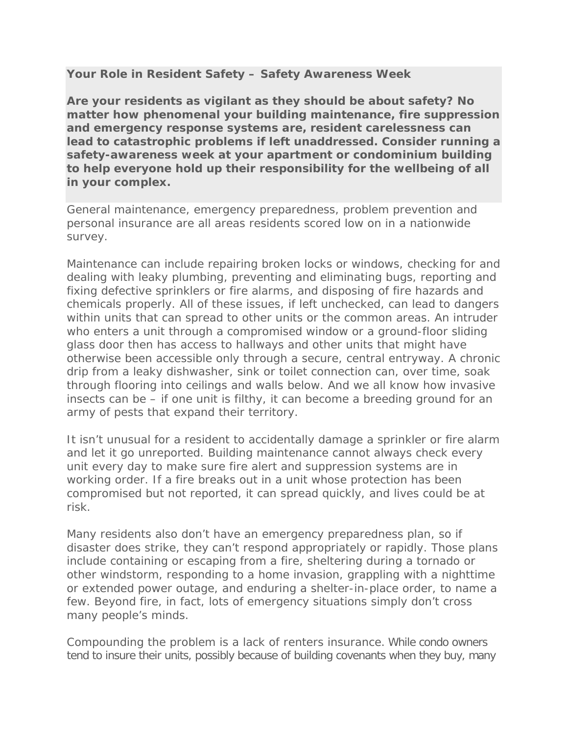**Your Role in Resident Safety – Safety Awareness Week**

**Are your residents as vigilant as they should be about safety? No matter how phenomenal your building maintenance, fire suppression and emergency response systems are, resident carelessness can lead to catastrophic problems if left unaddressed. Consider running a safety-awareness week at your apartment or condominium building to help everyone hold up their responsibility for the wellbeing of all in your complex.**

General maintenance, emergency preparedness, problem prevention and personal insurance are all areas residents scored low on in a nationwide survey.

Maintenance can include repairing broken locks or windows, checking for and dealing with leaky plumbing, preventing and eliminating bugs, reporting and fixing defective sprinklers or fire alarms, and disposing of fire hazards and chemicals properly. All of these issues, if left unchecked, can lead to dangers within units that can spread to other units or the common areas. An intruder who enters a unit through a compromised window or a ground-floor sliding glass door then has access to hallways and other units that might have otherwise been accessible only through a secure, central entryway. A chronic drip from a leaky dishwasher, sink or toilet connection can, over time, soak through flooring into ceilings and walls below. And we all know how invasive insects can be – if one unit is filthy, it can become a breeding ground for an army of pests that expand their territory.

It isn't unusual for a resident to accidentally damage a sprinkler or fire alarm and let it go unreported. Building maintenance cannot always check every unit every day to make sure fire alert and suppression systems are in working order. If a fire breaks out in a unit whose protection has been compromised but not reported, it can spread quickly, and lives could be at risk.

Many residents also don't have an emergency preparedness plan, so if disaster does strike, they can't respond appropriately or rapidly. Those plans include containing or escaping from a fire, sheltering during a tornado or other windstorm, responding to a home invasion, grappling with a nighttime or extended power outage, and enduring a shelter-in-place order, to name a few. Beyond fire, in fact, lots of emergency situations simply don't cross many people's minds.

Compounding the problem is a lack of renters insurance. While condo owners tend to insure their units, possibly because of building covenants when they buy, many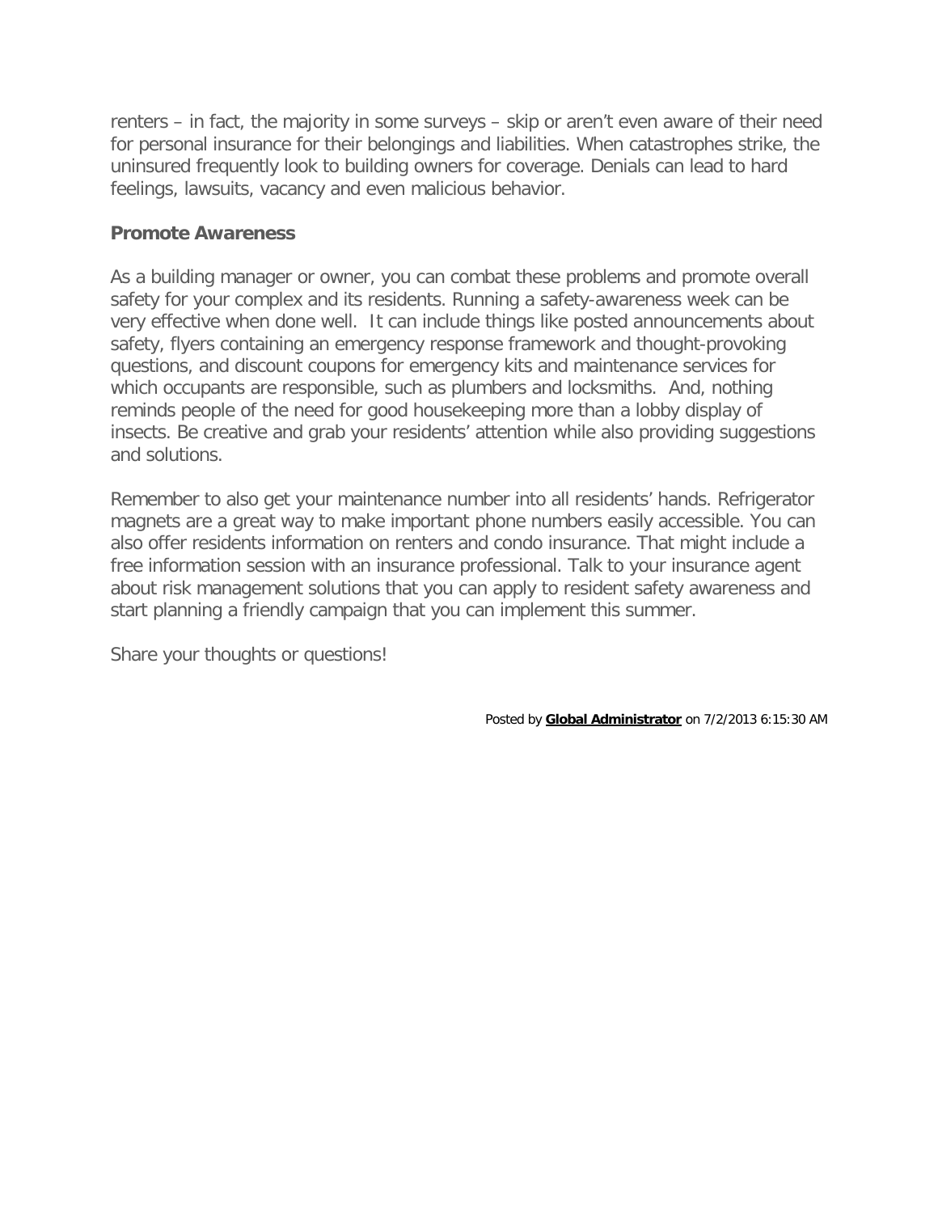renters – in fact, the majority in some surveys – skip or aren't even aware of their need for personal insurance for their belongings and liabilities. When catastrophes strike, the uninsured frequently look to building owners for coverage. Denials can lead to hard feelings, lawsuits, vacancy and even malicious behavior.

**Promote Awareness**

As a building manager or owner, you can combat these problems and promote overall safety for your complex and its residents. Running a safety-awareness week can be very effective when done well. It can include things like posted announcements about safety, flyers containing an emergency response framework and thought-provoking questions, and discount coupons for emergency kits and maintenance services for which occupants are responsible, such as plumbers and locksmiths. And, nothing reminds people of the need for good housekeeping more than a lobby display of insects. Be creative and grab your residents' attention while also providing suggestions and solutions.

Remember to also get your maintenance number into all residents' hands. Refrigerator magnets are a great way to make important phone numbers easily accessible. You can also offer residents information on renters and condo insurance. That might include a free information session with an insurance professional. Talk to your insurance agent about risk management solutions that you can apply to resident safety awareness and start planning a friendly campaign that you can implement this summer.

Share your thoughts or questions!

Posted by **Global Administrator** on 7/2/2013 6:15:30 AM